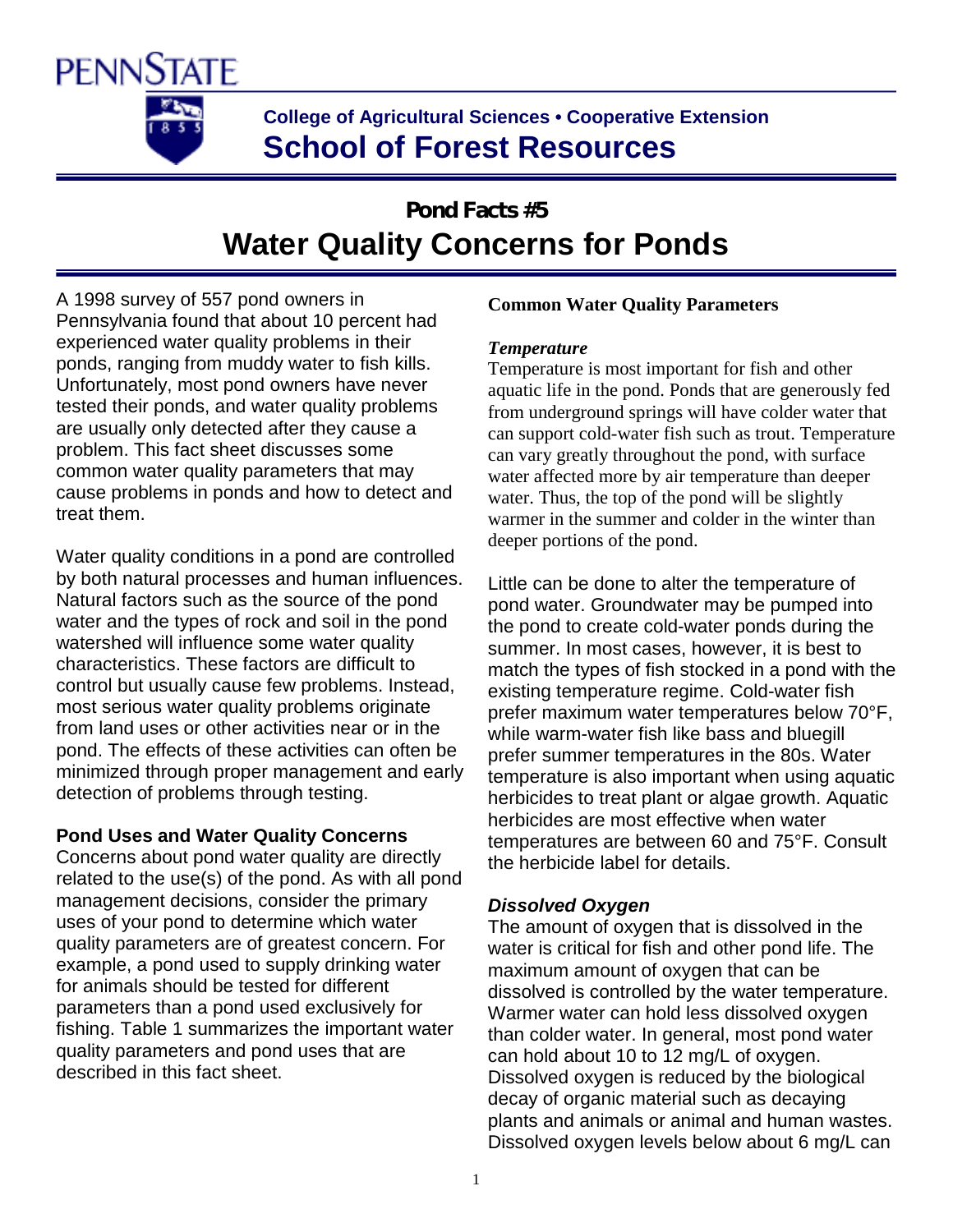PENNSTATE

College of Agricultural Sciences • Cooperative Extension

**School of Forest Resources**

## Pond Facts #5

# Water Quality Concerns for Ponds

A 1998 survey of 557 pond owners in Pennsylvania found that about 10 percent had experienced water quality problems in their ponds, ranging from muddy water to fish kills. Unfortunately, most pond owners have never tested their ponds, and water quality problems are usually only detected after they cause a problem. This fact sheet discusses some common water quality parameters that may cause problems in ponds and how to detect and treat them.

Water quality conditions in a pond are controlled by both natural processes and human influences. Natural factors such as the source of the pond water and the types of rock and soil in the pond watershed will influence some water quality characteristics. These factors are difficult to control but usually cause few problems. Instead, most serious water quality problems originate from land uses or other activities near or in the pond. The effects of these activities can often be minimized through proper management and early detection of problems through testing.

### Pond Uses and Water Quality Concerns

Concerns about pond water quality are directly related to the use(s) of the pond. As with all pond management decisions, consider the primary uses of your pond to determine which water quality parameters are of greatest concern. For example, a pond used to supply drinking water for animals should be tested for different parameters than a pond used exclusively for fishing. Table 1 summarizes the important water quality parameters and pond uses that are described in this fact sheet.

### Common Water Quality Parameters

#### *Temperature*

Temperature is most important for fish and other aquatic life in the pond. Ponds that are generously fed from underground springs will have colder water that can support cold-water fish such as trout. Temperature can vary greatly throughout the pond, with surface water affected more by air temperature than deeper water. Thus, the top of the pond will be slightly warmer in the summer and colder in the winter than deeper portions of the pond.

Little can be done to alter the temperature of pond water. Groundwater may be pumped into the pond to create cold-water ponds during the summer. In most cases, however, it is best to match the types of fish stocked in a pond with the existing temperature regime. Cold-water fish prefer maximum water temperatures below 70°F, while warm-water fish like bass and bluegill prefer summer temperatures in the 80s. Water temperature is also important when using aquatic herbicides to treat plant or algae growth. Aquatic herbicides are most effective when water temperatures are between 60 and 75°F. Consult the herbicide label for details.

#### *Dissolved Oxygen*

The amount of oxygen that is dissolved in the water is critical for fish and other pond life. The maximum amount of oxygen that can be dissolved is controlled by the water temperature. Warmer water can hold less dissolved oxygen than colder water. In general, most pond water can hold about 10 to 12 mg/L of oxygen. Dissolved oxygen is reduced by the biological decay of organic material such as decaying plants and animals or animal and human wastes. Dissolved oxygen levels below about 6 mg/L can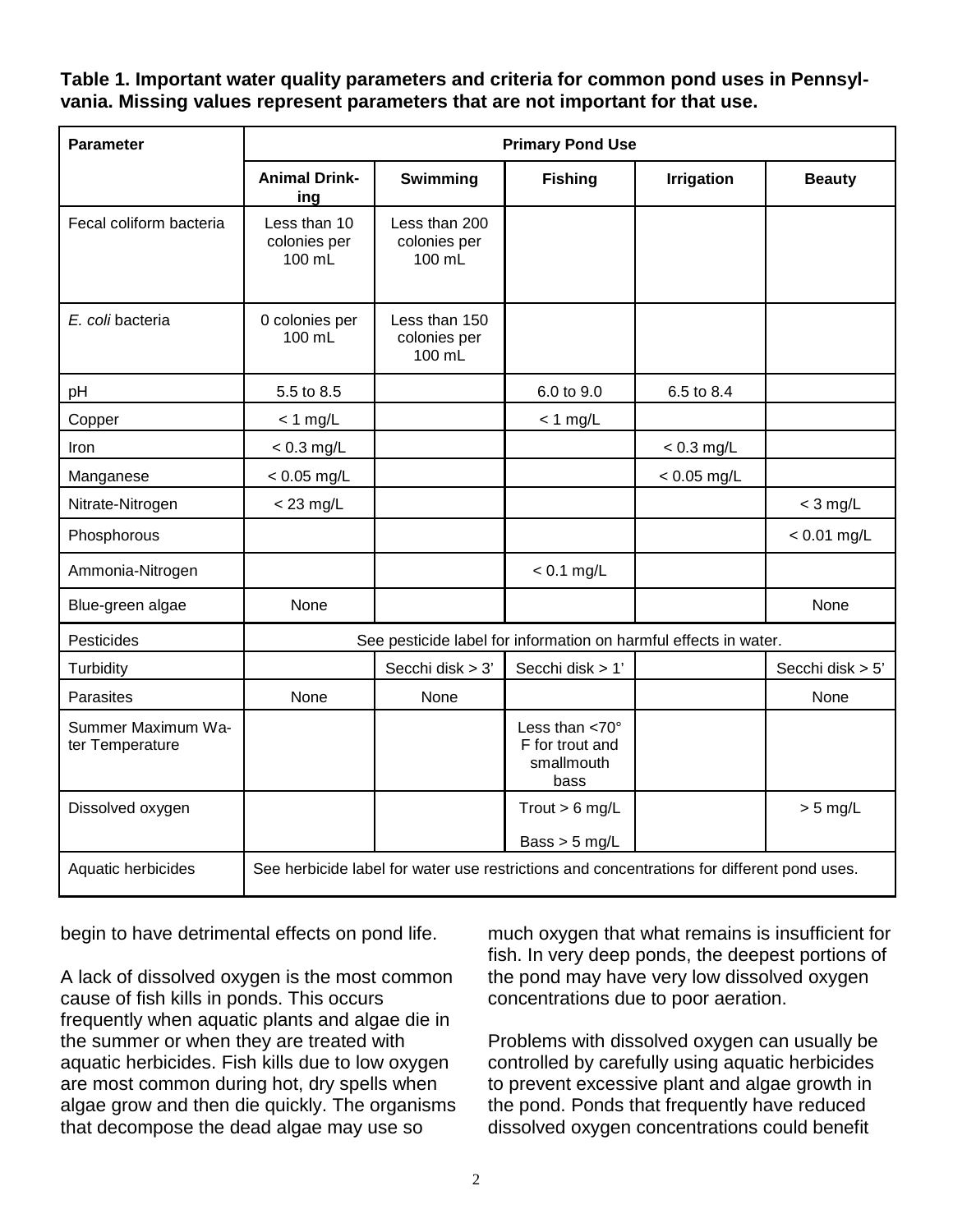**Table 1. Important water quality parameters and criteria for common pond uses in Pennsylvania. Missing values represent parameters that are not important for that use.**

| Parameter | Primary Pond Use | | | | |
|---|---|---|---|---|---|
| | **Animal Drinking** | **Swimming** | **Fishing** | **Irrigation** | **Beauty** |
| Fecal coliform bacteria | Less than 10 colonies per 100 mL | Less than 200 colonies per 100 mL | | | |
| *E. coli* bacteria | 0 colonies per 100 mL | Less than 150 colonies per 100 mL | | | |
| pH | 5.5 to 8.5 | | 6.0 to 9.0 | 6.5 to 8.4 | |
| Copper | < 1 mg/L | | < 1 mg/L | | |
| Iron | < 0.3 mg/L | | | < 0.3 mg/L | |
| Manganese | < 0.05 mg/L | | | < 0.05 mg/L | |
| Nitrate-Nitrogen | < 23 mg/L | | | | < 3 mg/L |
| Phosphorous | | | | | < 0.01 mg/L |
| Ammonia-Nitrogen | | | < 0.1 mg/L | | |
| Blue-green algae | None | | | | None |
| Pesticides | See pesticide label for information on harmful effects in water. | | | | |
| Turbidity | | Secchi disk > 3' | Secchi disk > 1' | | Secchi disk > 5' |
| Parasites | None | None | | | None |
| Summer Maximum Water Temperature | | | Less than <70° F for trout and smallmouth bass | | |
| Dissolved oxygen | | | Trout > 6 mg/L Bass > 5 mg/L | | > 5 mg/L |
| Aquatic herbicides | See herbicide label for water use restrictions and concentrations for different pond uses. | | | | |

begin to have detrimental effects on pond life.

A lack of dissolved oxygen is the most common cause of fish kills in ponds. This occurs frequently when aquatic plants and algae die in the summer or when they are treated with aquatic herbicides. Fish kills due to low oxygen are most common during hot, dry spells when algae grow and then die quickly. The organisms that decompose the dead algae may use so much oxygen that what remains is insufficient for fish. In very deep ponds, the deepest portions of the pond may have very low dissolved oxygen concentrations due to poor aeration.

Problems with dissolved oxygen can usually be controlled by carefully using aquatic herbicides to prevent excessive plant and algae growth in the pond. Ponds that frequently have reduced dissolved oxygen concentrations could benefit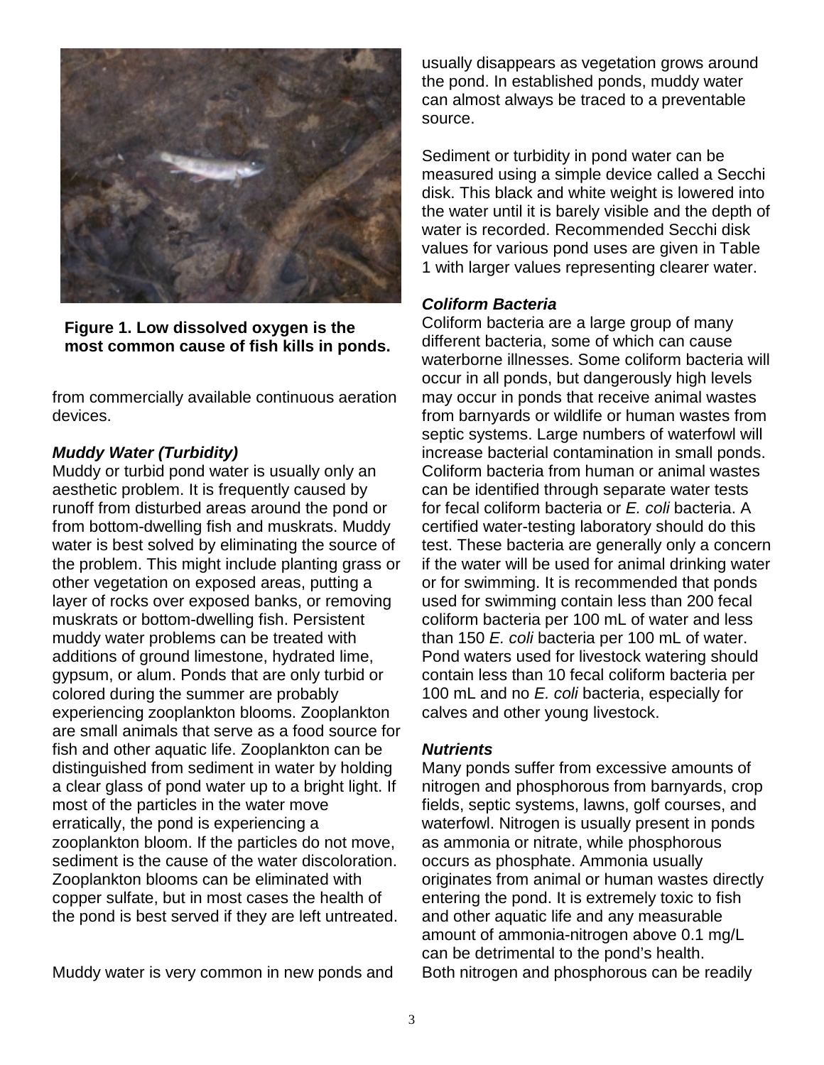**Figure 1. Low dissolved oxygen is the most common cause of fish kills in ponds.**

from commercially available continuous aeration devices.

### *Muddy Water (Turbidity)*

Muddy or turbid pond water is usually only an aesthetic problem. It is frequently caused by runoff from disturbed areas around the pond or from bottom-dwelling fish and muskrats. Muddy water is best solved by eliminating the source of the problem. This might include planting grass or other vegetation on exposed areas, putting a layer of rocks over exposed banks, or removing muskrats or bottom-dwelling fish. Persistent muddy water problems can be treated with additions of ground limestone, hydrated lime, gypsum, or alum. Ponds that are only turbid or colored during the summer are probably experiencing zooplankton blooms. Zooplankton are small animals that serve as a food source for fish and other aquatic life. Zooplankton can be distinguished from sediment in water by holding a clear glass of pond water up to a bright light. If most of the particles in the water move erratically, the pond is experiencing a zooplankton bloom. If the particles do not move, sediment is the cause of the water discoloration. Zooplankton blooms can be eliminated with copper sulfate, but in most cases the health of the pond is best served if they are left untreated.

Muddy water is very common in new ponds and usually disappears as vegetation grows around the pond. In established ponds, muddy water can almost always be traced to a preventable source.

Sediment or turbidity in pond water can be measured using a simple device called a Secchi disk. This black and white weight is lowered into the water until it is barely visible and the depth of water is recorded. Recommended Secchi disk values for various pond uses are given in Table 1 with larger values representing clearer water.

### *Coliform Bacteria*

Coliform bacteria are a large group of many different bacteria, some of which can cause waterborne illnesses. Some coliform bacteria will occur in all ponds, but dangerously high levels may occur in ponds that receive animal wastes from barnyards or wildlife or human wastes from septic systems. Large numbers of waterfowl will increase bacterial contamination in small ponds. Coliform bacteria from human or animal wastes can be identified through separate water tests for fecal coliform bacteria or *E. coli* bacteria. A certified water-testing laboratory should do this test. These bacteria are generally only a concern if the water will be used for animal drinking water or for swimming. It is recommended that ponds used for swimming contain less than 200 fecal coliform bacteria per 100 mL of water and less than 150 *E. coli* bacteria per 100 mL of water. Pond waters used for livestock watering should contain less than 10 fecal coliform bacteria per 100 mL and no *E. coli* bacteria, especially for calves and other young livestock.

### *Nutrients*

Many ponds suffer from excessive amounts of nitrogen and phosphorous from barnyards, crop fields, septic systems, lawns, golf courses, and waterfowl. Nitrogen is usually present in ponds as ammonia or nitrate, while phosphorous occurs as phosphate. Ammonia usually originates from animal or human wastes directly entering the pond. It is extremely toxic to fish and other aquatic life and any measurable amount of ammonia-nitrogen above 0.1 mg/L can be detrimental to the pond's health.

Both nitrogen and phosphorous can be readily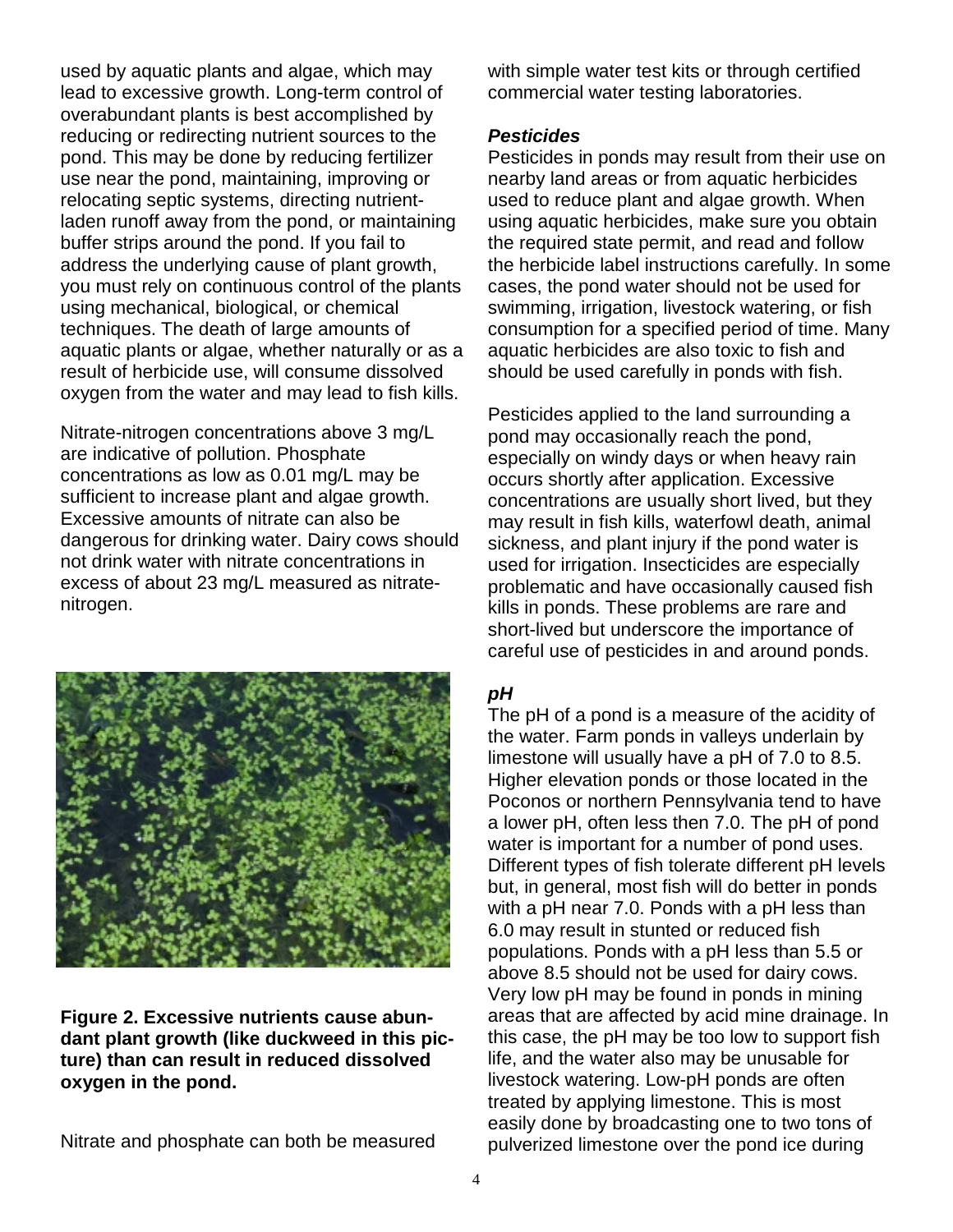used by aquatic plants and algae, which may lead to excessive growth. Long-term control of overabundant plants is best accomplished by reducing or redirecting nutrient sources to the pond. This may be done by reducing fertilizer use near the pond, maintaining, improving or relocating septic systems, directing nutrient-laden runoff away from the pond, or maintaining buffer strips around the pond. If you fail to address the underlying cause of plant growth, you must rely on continuous control of the plants using mechanical, biological, or chemical techniques. The death of large amounts of aquatic plants or algae, whether naturally or as a result of herbicide use, will consume dissolved oxygen from the water and may lead to fish kills.

Nitrate-nitrogen concentrations above 3 mg/L are indicative of pollution. Phosphate concentrations as low as 0.01 mg/L may be sufficient to increase plant and algae growth. Excessive amounts of nitrate can also be dangerous for drinking water. Dairy cows should not drink water with nitrate concentrations in excess of about 23 mg/L measured as nitrate-nitrogen.

**Figure 2. Excessive nutrients cause abundant plant growth (like duckweed in this picture) than can result in reduced dissolved oxygen in the pond.**

Nitrate and phosphate can both be measured with simple water test kits or through certified commercial water testing laboratories.

### *Pesticides*

Pesticides in ponds may result from their use on nearby land areas or from aquatic herbicides used to reduce plant and algae growth. When using aquatic herbicides, make sure you obtain the required state permit, and read and follow the herbicide label instructions carefully. In some cases, the pond water should not be used for swimming, irrigation, livestock watering, or fish consumption for a specified period of time. Many aquatic herbicides are also toxic to fish and should be used carefully in ponds with fish.

Pesticides applied to the land surrounding a pond may occasionally reach the pond, especially on windy days or when heavy rain occurs shortly after application. Excessive concentrations are usually short lived, but they may result in fish kills, waterfowl death, animal sickness, and plant injury if the pond water is used for irrigation. Insecticides are especially problematic and have occasionally caused fish kills in ponds. These problems are rare and short-lived but underscore the importance of careful use of pesticides in and around ponds.

### *pH*

The pH of a pond is a measure of the acidity of the water. Farm ponds in valleys underlain by limestone will usually have a pH of 7.0 to 8.5. Higher elevation ponds or those located in the Poconos or northern Pennsylvania tend to have a lower pH, often less then 7.0. The pH of pond water is important for a number of pond uses. Different types of fish tolerate different pH levels but, in general, most fish will do better in ponds with a pH near 7.0. Ponds with a pH less than 6.0 may result in stunted or reduced fish populations. Ponds with a pH less than 5.5 or above 8.5 should not be used for dairy cows. Very low pH may be found in ponds in mining areas that are affected by acid mine drainage. In this case, the pH may be too low to support fish life, and the water also may be unusable for livestock watering. Low-pH ponds are often treated by applying limestone. This is most easily done by broadcasting one to two tons of pulverized limestone over the pond ice during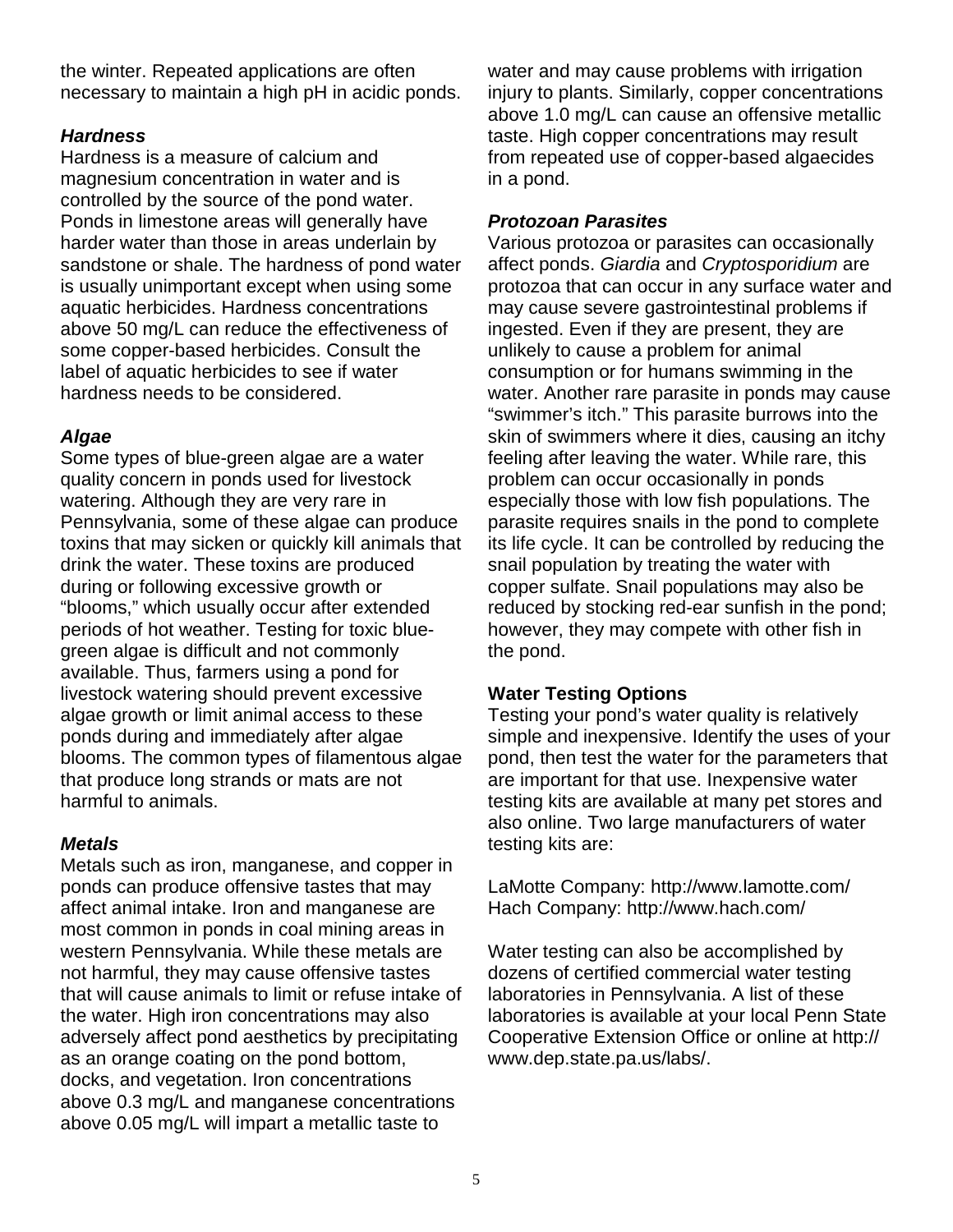the winter. Repeated applications are often necessary to maintain a high pH in acidic ponds.

### *Hardness*

Hardness is a measure of calcium and magnesium concentration in water and is controlled by the source of the pond water. Ponds in limestone areas will generally have harder water than those in areas underlain by sandstone or shale. The hardness of pond water is usually unimportant except when using some aquatic herbicides. Hardness concentrations above 50 mg/L can reduce the effectiveness of some copper-based herbicides. Consult the label of aquatic herbicides to see if water hardness needs to be considered.

### *Algae*

Some types of blue-green algae are a water quality concern in ponds used for livestock watering. Although they are very rare in Pennsylvania, some of these algae can produce toxins that may sicken or quickly kill animals that drink the water. These toxins are produced during or following excessive growth or "blooms," which usually occur after extended periods of hot weather. Testing for toxic blue-green algae is difficult and not commonly available. Thus, farmers using a pond for livestock watering should prevent excessive algae growth or limit animal access to these ponds during and immediately after algae blooms. The common types of filamentous algae that produce long strands or mats are not harmful to animals.

### *Metals*

Metals such as iron, manganese, and copper in ponds can produce offensive tastes that may affect animal intake. Iron and manganese are most common in ponds in coal mining areas in western Pennsylvania. While these metals are not harmful, they may cause offensive tastes that will cause animals to limit or refuse intake of the water. High iron concentrations may also adversely affect pond aesthetics by precipitating as an orange coating on the pond bottom, docks, and vegetation. Iron concentrations above 0.3 mg/L and manganese concentrations above 0.05 mg/L will impart a metallic taste to water and may cause problems with irrigation injury to plants. Similarly, copper concentrations above 1.0 mg/L can cause an offensive metallic taste. High copper concentrations may result from repeated use of copper-based algaecides in a pond.

### *Protozoan Parasites*

Various protozoa or parasites can occasionally affect ponds. *Giardia* and *Cryptosporidium* are protozoa that can occur in any surface water and may cause severe gastrointestinal problems if ingested. Even if they are present, they are unlikely to cause a problem for animal consumption or for humans swimming in the water. Another rare parasite in ponds may cause "swimmer's itch." This parasite burrows into the skin of swimmers where it dies, causing an itchy feeling after leaving the water. While rare, this problem can occur occasionally in ponds especially those with low fish populations. The parasite requires snails in the pond to complete its life cycle. It can be controlled by reducing the snail population by treating the water with copper sulfate. Snail populations may also be reduced by stocking red-ear sunfish in the pond; however, they may compete with other fish in the pond.

## Water Testing Options

Testing your pond's water quality is relatively simple and inexpensive. Identify the uses of your pond, then test the water for the parameters that are important for that use. Inexpensive water testing kits are available at many pet stores and also online. Two large manufacturers of water testing kits are:

LaMotte Company: http://www.lamotte.com/
Hach Company: http://www.hach.com/

Water testing can also be accomplished by dozens of certified commercial water testing laboratories in Pennsylvania. A list of these laboratories is available at your local Penn State Cooperative Extension Office or online at http://www.dep.state.pa.us/labs/.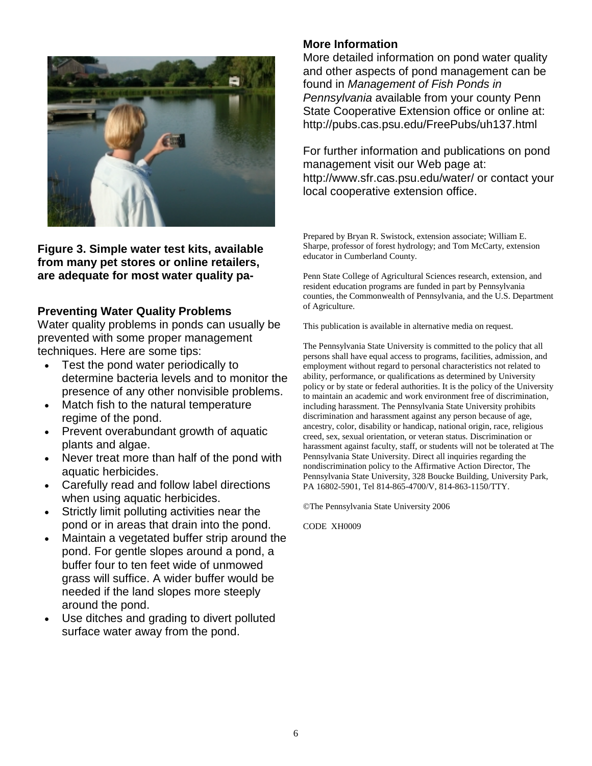**Figure 3. Simple water test kits, available from many pet stores or online retailers, are adequate for most water quality pa-**

### Preventing Water Quality Problems

Water quality problems in ponds can usually be prevented with some proper management techniques. Here are some tips:

- Test the pond water periodically to determine bacteria levels and to monitor the presence of any other nonvisible problems.
- Match fish to the natural temperature regime of the pond.
- Prevent overabundant growth of aquatic plants and algae.
- Never treat more than half of the pond with aquatic herbicides.
- Carefully read and follow label directions when using aquatic herbicides.
- Strictly limit polluting activities near the pond or in areas that drain into the pond.
- Maintain a vegetated buffer strip around the pond. For gentle slopes around a pond, a buffer four to ten feet wide of unmowed grass will suffice. A wider buffer would be needed if the land slopes more steeply around the pond.
- Use ditches and grading to divert polluted surface water away from the pond.

### More Information

More detailed information on pond water quality and other aspects of pond management can be found in *Management of Fish Ponds in Pennsylvania* available from your county Penn State Cooperative Extension office or online at: http://pubs.cas.psu.edu/FreePubs/uh137.html

For further information and publications on pond management visit our Web page at: http://www.sfr.cas.psu.edu/water/ or contact your local cooperative extension office.

Prepared by Bryan R. Swistock, extension associate; William E. Sharpe, professor of forest hydrology; and Tom McCarty, extension educator in Cumberland County.

Penn State College of Agricultural Sciences research, extension, and resident education programs are funded in part by Pennsylvania counties, the Commonwealth of Pennsylvania, and the U.S. Department of Agriculture.

This publication is available in alternative media on request.

The Pennsylvania State University is committed to the policy that all persons shall have equal access to programs, facilities, admission, and employment without regard to personal characteristics not related to ability, performance, or qualifications as determined by University policy or by state or federal authorities. It is the policy of the University to maintain an academic and work environment free of discrimination, including harassment. The Pennsylvania State University prohibits discrimination and harassment against any person because of age, ancestry, color, disability or handicap, national origin, race, religious creed, sex, sexual orientation, or veteran status. Discrimination or harassment against faculty, staff, or students will not be tolerated at The Pennsylvania State University. Direct all inquiries regarding the nondiscrimination policy to the Affirmative Action Director, The Pennsylvania State University, 328 Boucke Building, University Park, PA 16802-5901, Tel 814-865-4700/V, 814-863-1150/TTY.

©The Pennsylvania State University 2006

CODE XH0009